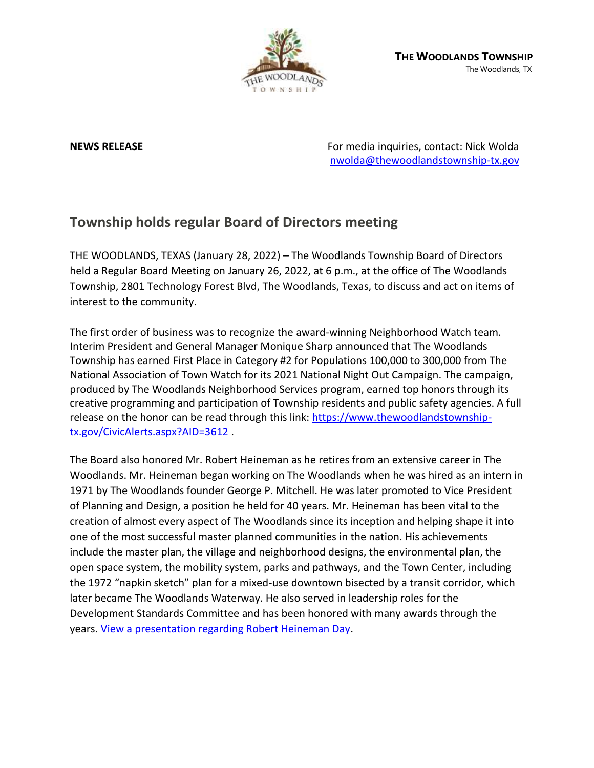**THE WOODLANDS TOWNSHIP**
The Woodlands, TX

**NEWS RELEASE**

For media inquiries, contact: Nick Wolda
[nwolda@thewoodlandstownship-tx.gov](mailto:nwolda@thewoodlandstownship-tx.gov)

## Township holds regular Board of Directors meeting

THE WOODLANDS, TEXAS (January 28, 2022) – The Woodlands Township Board of Directors held a Regular Board Meeting on January 26, 2022, at 6 p.m., at the office of The Woodlands Township, 2801 Technology Forest Blvd, The Woodlands, Texas, to discuss and act on items of interest to the community.

The first order of business was to recognize the award-winning Neighborhood Watch team. Interim President and General Manager Monique Sharp announced that The Woodlands Township has earned First Place in Category #2 for Populations 100,000 to 300,000 from The National Association of Town Watch for its 2021 National Night Out Campaign. The campaign, produced by The Woodlands Neighborhood Services program, earned top honors through its creative programming and participation of Township residents and public safety agencies. A full release on the honor can be read through this link: [https://www.thewoodlandstownship-tx.gov/CivicAlerts.aspx?AID=3612](https://www.thewoodlandstownship-tx.gov/CivicAlerts.aspx?AID=3612) .

The Board also honored Mr. Robert Heineman as he retires from an extensive career in The Woodlands. Mr. Heineman began working on The Woodlands when he was hired as an intern in 1971 by The Woodlands founder George P. Mitchell. He was later promoted to Vice President of Planning and Design, a position he held for 40 years. Mr. Heineman has been vital to the creation of almost every aspect of The Woodlands since its inception and helping shape it into one of the most successful master planned communities in the nation. His achievements include the master plan, the village and neighborhood designs, the environmental plan, the open space system, the mobility system, parks and pathways, and the Town Center, including the 1972 "napkin sketch" plan for a mixed-use downtown bisected by a transit corridor, which later became The Woodlands Waterway. He also served in leadership roles for the Development Standards Committee and has been honored with many awards through the years. View a presentation regarding Robert Heineman Day.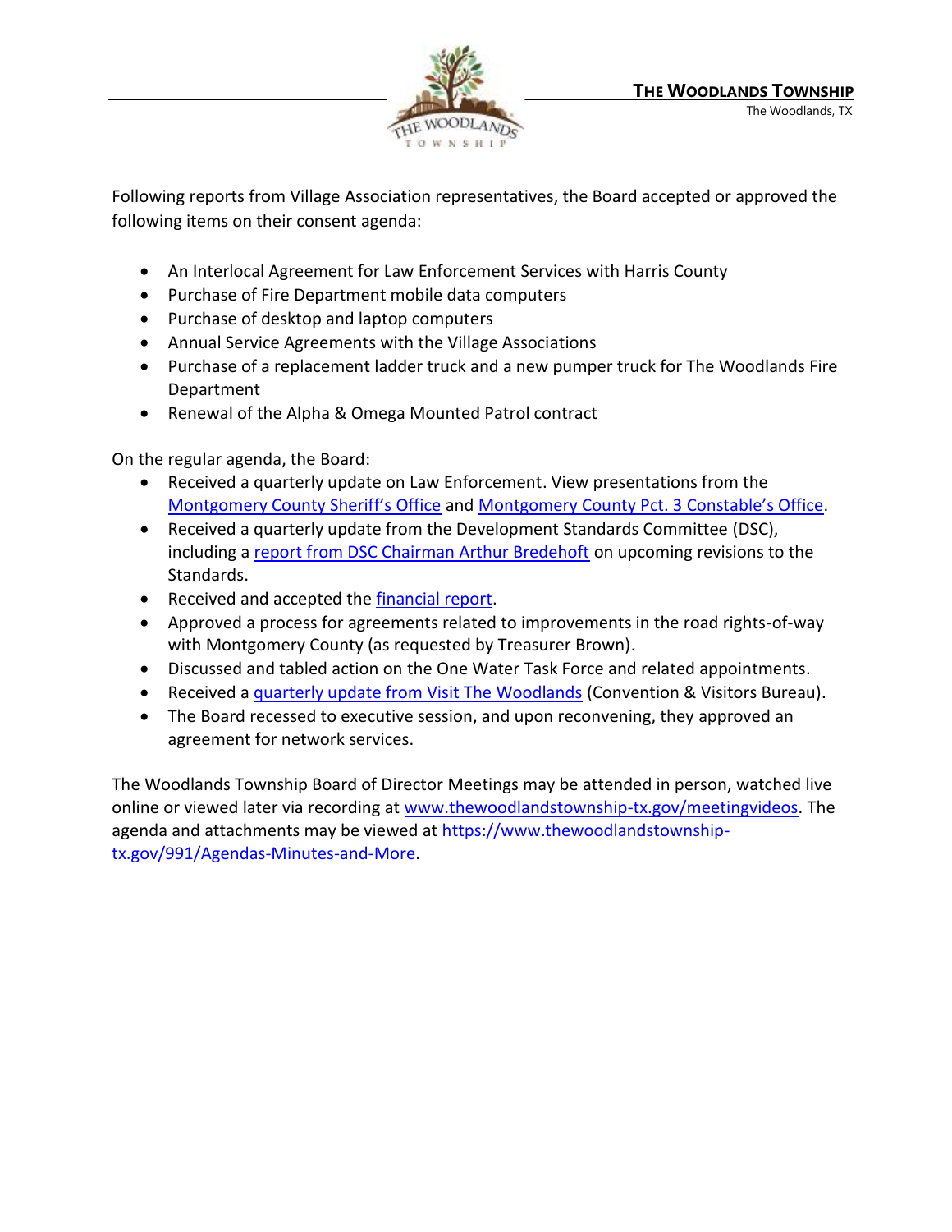Following reports from Village Association representatives, the Board accepted or approved the following items on their consent agenda:

- An Interlocal Agreement for Law Enforcement Services with Harris County
- Purchase of Fire Department mobile data computers
- Purchase of desktop and laptop computers
- Annual Service Agreements with the Village Associations
- Purchase of a replacement ladder truck and a new pumper truck for The Woodlands Fire Department
- Renewal of the Alpha & Omega Mounted Patrol contract

On the regular agenda, the Board:

- Received a quarterly update on Law Enforcement. View presentations from the Montgomery County Sheriff's Office and Montgomery County Pct. 3 Constable's Office.
- Received a quarterly update from the Development Standards Committee (DSC), including a report from DSC Chairman Arthur Bredehoft on upcoming revisions to the Standards.
- Received and accepted the financial report.
- Approved a process for agreements related to improvements in the road rights-of-way with Montgomery County (as requested by Treasurer Brown).
- Discussed and tabled action on the One Water Task Force and related appointments.
- Received a quarterly update from Visit The Woodlands (Convention & Visitors Bureau).
- The Board recessed to executive session, and upon reconvening, they approved an agreement for network services.

The Woodlands Township Board of Director Meetings may be attended in person, watched live online or viewed later via recording at www.thewoodlandstownship-tx.gov/meetingvideos. The agenda and attachments may be viewed at https://www.thewoodlandstownship-tx.gov/991/Agendas-Minutes-and-More.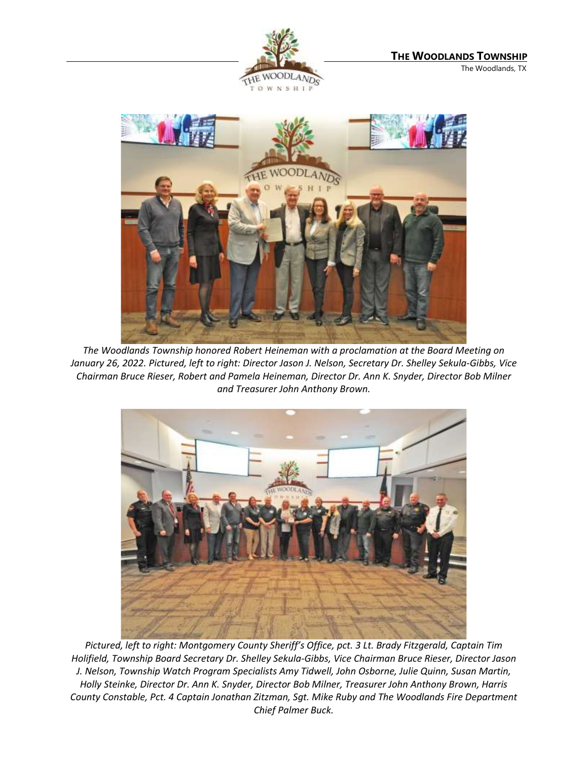*The Woodlands Township honored Robert Heineman with a proclamation at the Board Meeting on January 26, 2022. Pictured, left to right: Director Jason J. Nelson, Secretary Dr. Shelley Sekula-Gibbs, Vice Chairman Bruce Rieser, Robert and Pamela Heineman, Director Dr. Ann K. Snyder, Director Bob Milner and Treasurer John Anthony Brown.*

*Pictured, left to right: Montgomery County Sheriff's Office, pct. 3 Lt. Brady Fitzgerald, Captain Tim Holifield, Township Board Secretary Dr. Shelley Sekula-Gibbs, Vice Chairman Bruce Rieser, Director Jason J. Nelson, Township Watch Program Specialists Amy Tidwell, John Osborne, Julie Quinn, Susan Martin, Holly Steinke, Director Dr. Ann K. Snyder, Director Bob Milner, Treasurer John Anthony Brown, Harris County Constable, Pct. 4 Captain Jonathan Zitzman, Sgt. Mike Ruby and The Woodlands Fire Department Chief Palmer Buck.*